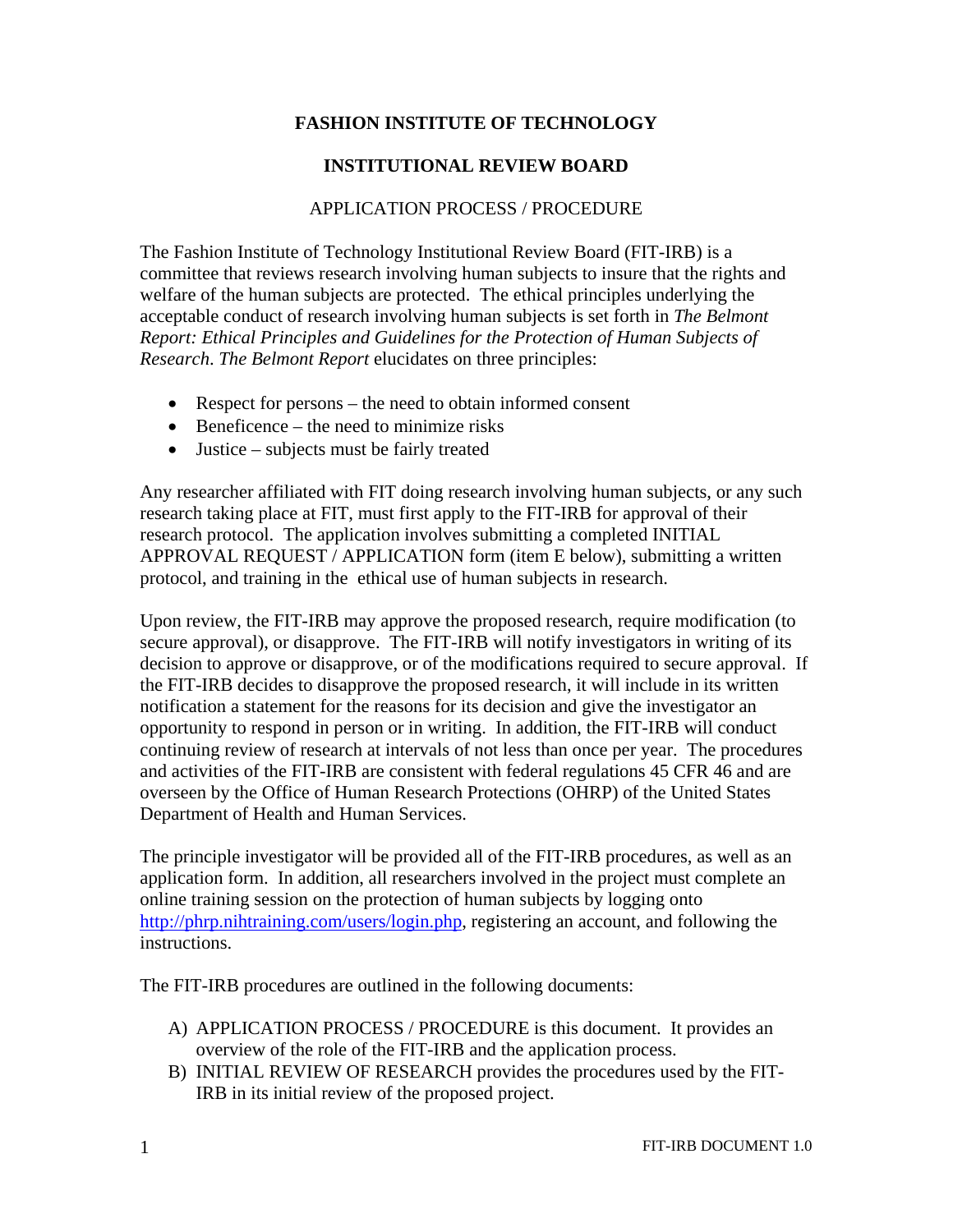# FASHION INSTITUTE OF TECHNOLOGY

## INSTITUTIONAL REVIEW BOARD

### APPLICATION PROCESS / PROCEDURE

The Fashion Institute of Technology Institutional Review Board (FIT-IRB) is a committee that reviews research involving human subjects to insure that the rights and welfare of the human subjects are protected. The ethical principles underlying the acceptable conduct of research involving human subjects is set forth in *The Belmont Report: Ethical Principles and Guidelines for the Protection of Human Subjects of Research*. *The Belmont Report* elucidates on three principles:

- Respect for persons – the need to obtain informed consent
- Beneficence – the need to minimize risks
- Justice – subjects must be fairly treated

Any researcher affiliated with FIT doing research involving human subjects, or any such research taking place at FIT, must first apply to the FIT-IRB for approval of their research protocol. The application involves submitting a completed INITIAL APPROVAL REQUEST / APPLICATION form (item E below), submitting a written protocol, and training in the ethical use of human subjects in research.

Upon review, the FIT-IRB may approve the proposed research, require modification (to secure approval), or disapprove. The FIT-IRB will notify investigators in writing of its decision to approve or disapprove, or of the modifications required to secure approval. If the FIT-IRB decides to disapprove the proposed research, it will include in its written notification a statement for the reasons for its decision and give the investigator an opportunity to respond in person or in writing. In addition, the FIT-IRB will conduct continuing review of research at intervals of not less than once per year. The procedures and activities of the FIT-IRB are consistent with federal regulations 45 CFR 46 and are overseen by the Office of Human Research Protections (OHRP) of the United States Department of Health and Human Services.

The principle investigator will be provided all of the FIT-IRB procedures, as well as an application form. In addition, all researchers involved in the project must complete an online training session on the protection of human subjects by logging onto http://phrp.nihtraining.com/users/login.php, registering an account, and following the instructions.

The FIT-IRB procedures are outlined in the following documents:

A) APPLICATION PROCESS / PROCEDURE is this document. It provides an overview of the role of the FIT-IRB and the application process.
B) INITIAL REVIEW OF RESEARCH provides the procedures used by the FIT-IRB in its initial review of the proposed project.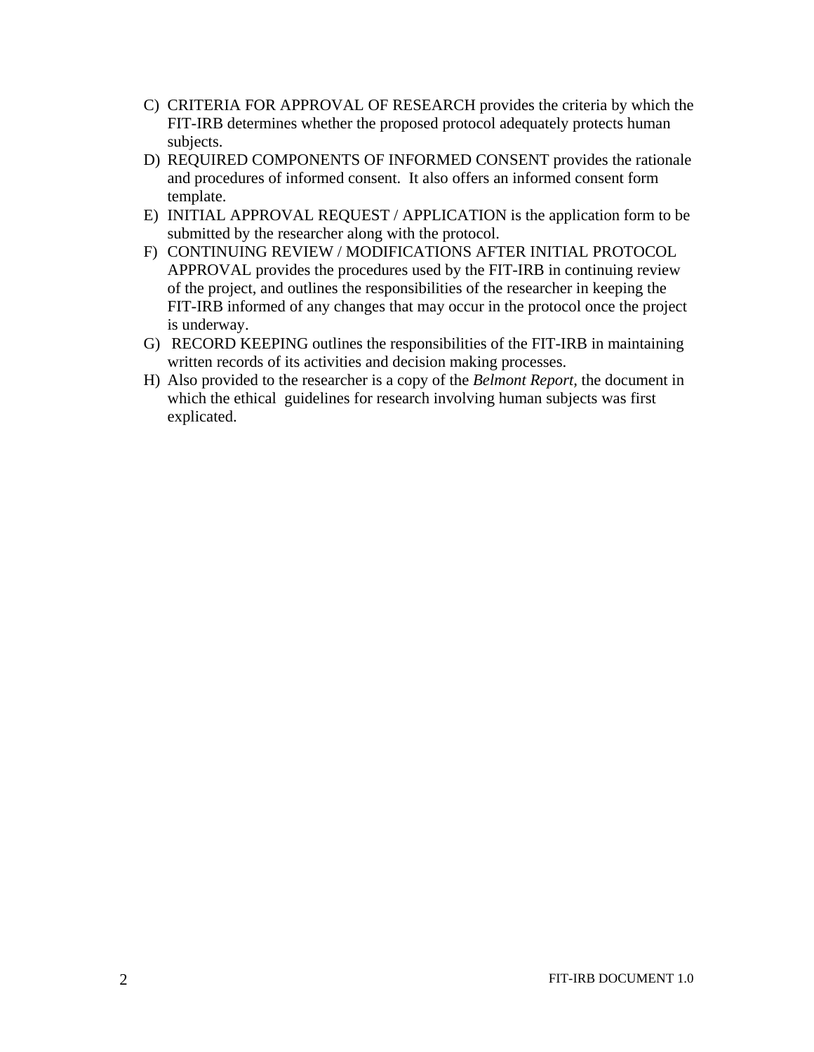C) CRITERIA FOR APPROVAL OF RESEARCH provides the criteria by which the FIT-IRB determines whether the proposed protocol adequately protects human subjects.

D) REQUIRED COMPONENTS OF INFORMED CONSENT provides the rationale and procedures of informed consent. It also offers an informed consent form template.

E) INITIAL APPROVAL REQUEST / APPLICATION is the application form to be submitted by the researcher along with the protocol.

F) CONTINUING REVIEW / MODIFICATIONS AFTER INITIAL PROTOCOL APPROVAL provides the procedures used by the FIT-IRB in continuing review of the project, and outlines the responsibilities of the researcher in keeping the FIT-IRB informed of any changes that may occur in the protocol once the project is underway.

G) RECORD KEEPING outlines the responsibilities of the FIT-IRB in maintaining written records of its activities and decision making processes.

H) Also provided to the researcher is a copy of the *Belmont Report,* the document in which the ethical guidelines for research involving human subjects was first explicated.